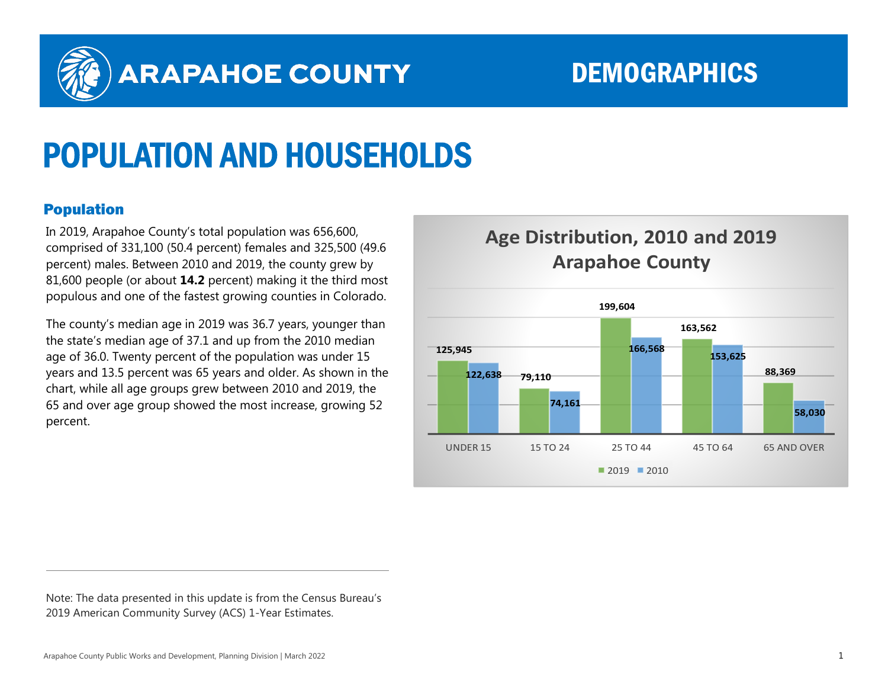ARAPAHOE COUNTY

DEMOGRAPHICS

# POPULATION AND HOUSEHOLDS

## Population

In 2019, Arapahoe County's total population was 656,600, comprised of 331,100 (50.4 percent) females and 325,500 (49.6 percent) males. Between 2010 and 2019, the county grew by 81,600 people (or about **14.2** percent) making it the third most populous and one of the fastest growing counties in Colorado.

The county's median age in 2019 was 36.7 years, younger than the state's median age of 37.1 and up from the 2010 median age of 36.0. Twenty percent of the population was under 15 years and 13.5 percent was 65 years and older. As shown in the chart, while all age groups grew between 2010 and 2019, the 65 and over age group showed the most increase, growing 52 percent.

**Age Distribution, 2010 and 2019 Arapahoe County**

| Age Group | 2019 | 2010 |
|---|---|---|
| UNDER 15 | 125,945 | 122,638 |
| 15 TO 24 | 79,110 | 74,161 |
| 25 TO 44 | 199,604 | 166,568 |
| 45 TO 64 | 163,562 | 153,625 |
| 65 AND OVER | 88,369 | 58,030 |

Note: The data presented in this update is from the Census Bureau's 2019 American Community Survey (ACS) 1-Year Estimates.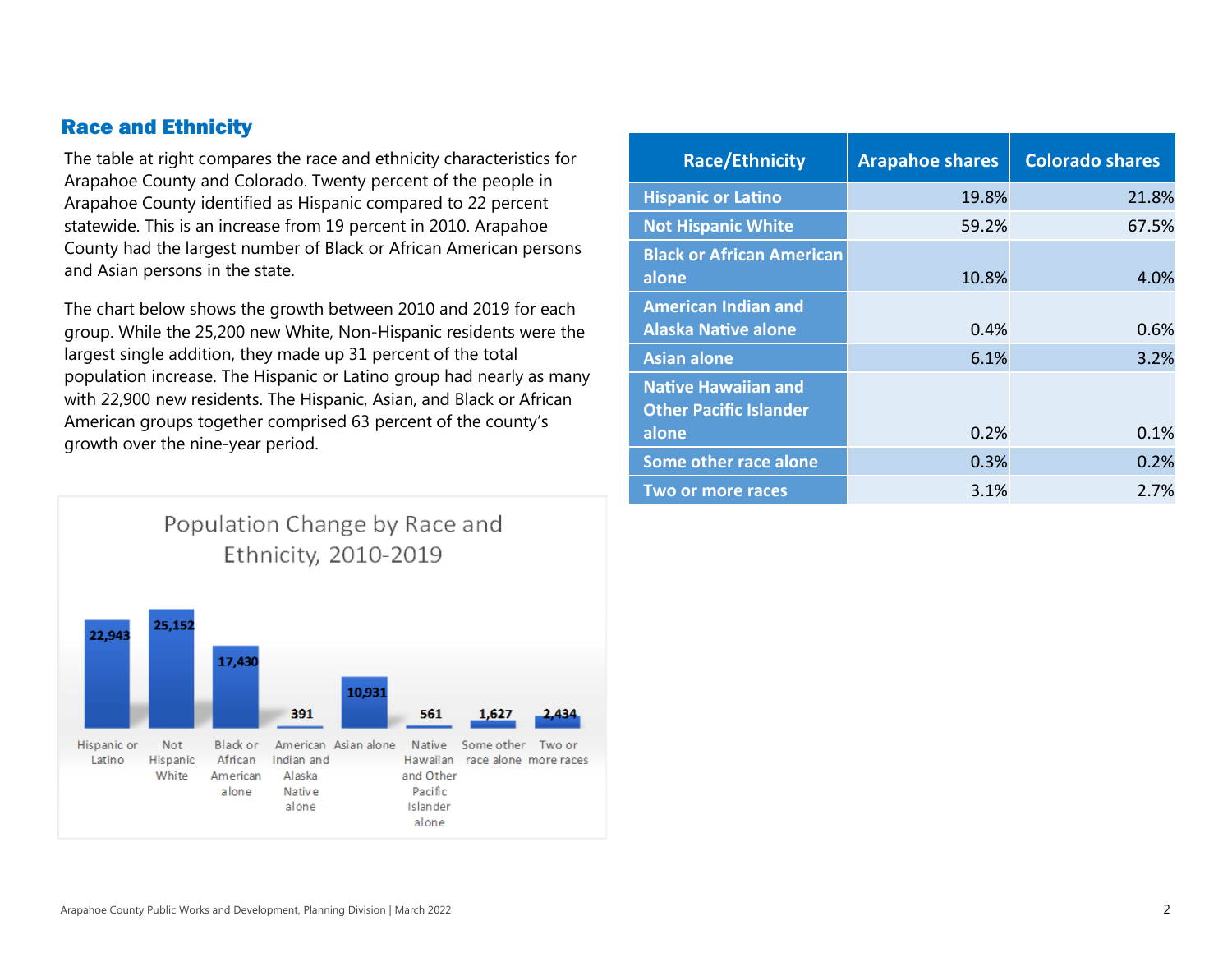## Race and Ethnicity

The table at right compares the race and ethnicity characteristics for Arapahoe County and Colorado. Twenty percent of the people in Arapahoe County identified as Hispanic compared to 22 percent statewide. This is an increase from 19 percent in 2010. Arapahoe County had the largest number of Black or African American persons and Asian persons in the state.

The chart below shows the growth between 2010 and 2019 for each group. While the 25,200 new White, Non-Hispanic residents were the largest single addition, they made up 31 percent of the total population increase. The Hispanic or Latino group had nearly as many with 22,900 new residents. The Hispanic, Asian, and Black or African American groups together comprised 63 percent of the county's growth over the nine-year period.

**Population Change by Race and Ethnicity, 2010-2019**

| Race/Ethnicity | Population Change |
|---|---|
| Hispanic or Latino | 22,943 |
| Not Hispanic White | 25,152 |
| Black or African American alone | 17,430 |
| American Indian and Alaska Native alone | 391 |
| Asian alone | 10,931 |
| Native Hawaiian and Other Pacific Islander alone | 561 |
| Some other race alone | 1,627 |
| Two or more races | 2,434 |

| Race/Ethnicity | Arapahoe shares | Colorado shares |
|---|---|---|
| Hispanic or Latino | 19.8% | 21.8% |
| Not Hispanic White | 59.2% | 67.5% |
| Black or African American alone | 10.8% | 4.0% |
| American Indian and Alaska Native alone | 0.4% | 0.6% |
| Asian alone | 6.1% | 3.2% |
| Native Hawaiian and Other Pacific Islander alone | 0.2% | 0.1% |
| Some other race alone | 0.3% | 0.2% |
| Two or more races | 3.1% | 2.7% |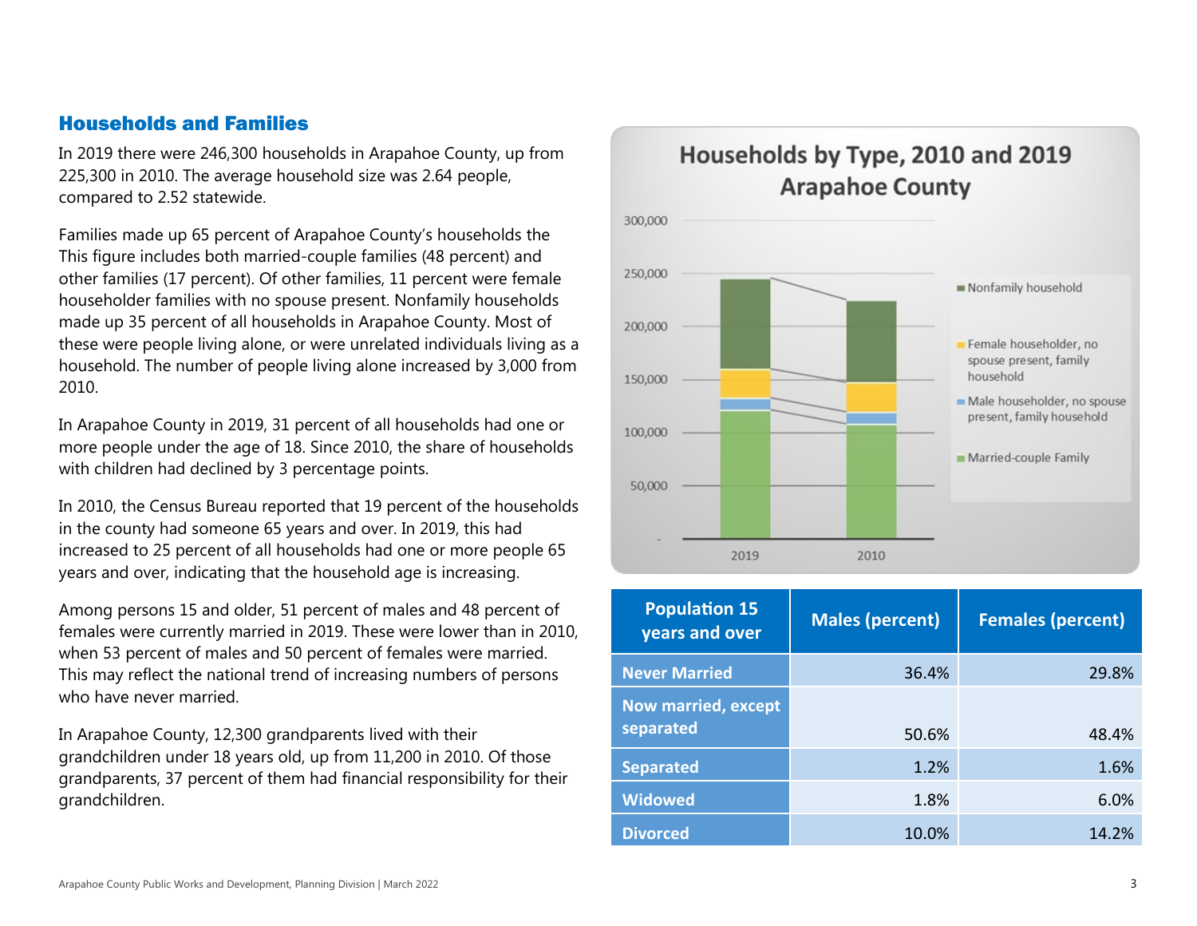## Households and Families

In 2019 there were 246,300 households in Arapahoe County, up from 225,300 in 2010. The average household size was 2.64 people, compared to 2.52 statewide.

Families made up 65 percent of Arapahoe County's households the This figure includes both married-couple families (48 percent) and other families (17 percent). Of other families, 11 percent were female householder families with no spouse present. Nonfamily households made up 35 percent of all households in Arapahoe County. Most of these were people living alone, or were unrelated individuals living as a household. The number of people living alone increased by 3,000 from 2010.

In Arapahoe County in 2019, 31 percent of all households had one or more people under the age of 18. Since 2010, the share of households with children had declined by 3 percentage points.

In 2010, the Census Bureau reported that 19 percent of the households in the county had someone 65 years and over. In 2019, this had increased to 25 percent of all households had one or more people 65 years and over, indicating that the household age is increasing.

Among persons 15 and older, 51 percent of males and 48 percent of females were currently married in 2019. These were lower than in 2010, when 53 percent of males and 50 percent of females were married. This may reflect the national trend of increasing numbers of persons who have never married.

In Arapahoe County, 12,300 grandparents lived with their grandchildren under 18 years old, up from 11,200 in 2010. Of those grandparents, 37 percent of them had financial responsibility for their grandchildren.

Households by Type, 2010 and 2019
Arapahoe County

300,000
250,000
200,000
150,000
100,000
50,000
-

2019
2010

Nonfamily household
Female householder, no spouse present, family household
Male householder, no spouse present, family household
Married-couple Family

| Population 15 years and over | Males (percent) | Females (percent) |
|---|---|---|
| Never Married | 36.4% | 29.8% |
| Now married, except separated | 50.6% | 48.4% |
| Separated | 1.2% | 1.6% |
| Widowed | 1.8% | 6.0% |
| Divorced | 10.0% | 14.2% |